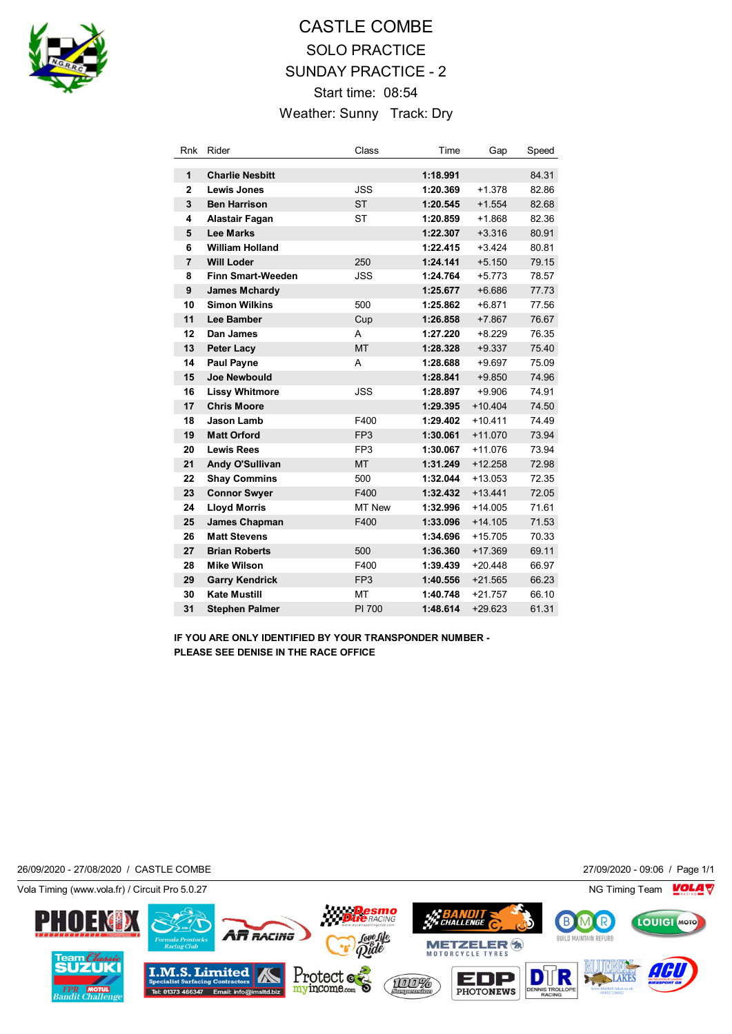# CASTLE COMBE

## SOLO PRACTICE

## SUNDAY PRACTICE - 2

Start time: 08:54

Weather: Sunny   Track: Dry

| Rnk | Rider | Class | Time | Gap | Speed |
|---|---|---|---|---|---|
| 1 | **Charlie Nesbitt** | | **1:18.991** | | 84.31 |
| 2 | **Lewis Jones** | JSS | **1:20.369** | +1.378 | 82.86 |
| 3 | **Ben Harrison** | ST | **1:20.545** | +1.554 | 82.68 |
| 4 | **Alastair Fagan** | ST | **1:20.859** | +1.868 | 82.36 |
| 5 | **Lee Marks** | | **1:22.307** | +3.316 | 80.91 |
| 6 | **William Holland** | | **1:22.415** | +3.424 | 80.81 |
| 7 | **Will Loder** | 250 | **1:24.141** | +5.150 | 79.15 |
| 8 | **Finn Smart-Weeden** | JSS | **1:24.764** | +5.773 | 78.57 |
| 9 | **James Mchardy** | | **1:25.677** | +6.686 | 77.73 |
| 10 | **Simon Wilkins** | 500 | **1:25.862** | +6.871 | 77.56 |
| 11 | **Lee Bamber** | Cup | **1:26.858** | +7.867 | 76.67 |
| 12 | **Dan James** | A | **1:27.220** | +8.229 | 76.35 |
| 13 | **Peter Lacy** | MT | **1:28.328** | +9.337 | 75.40 |
| 14 | **Paul Payne** | A | **1:28.688** | +9.697 | 75.09 |
| 15 | **Joe Newbould** | | **1:28.841** | +9.850 | 74.96 |
| 16 | **Lissy Whitmore** | JSS | **1:28.897** | +9.906 | 74.91 |
| 17 | **Chris Moore** | | **1:29.395** | +10.404 | 74.50 |
| 18 | **Jason Lamb** | F400 | **1:29.402** | +10.411 | 74.49 |
| 19 | **Matt Orford** | FP3 | **1:30.061** | +11.070 | 73.94 |
| 20 | **Lewis Rees** | FP3 | **1:30.067** | +11.076 | 73.94 |
| 21 | **Andy O'Sullivan** | MT | **1:31.249** | +12.258 | 72.98 |
| 22 | **Shay Commins** | 500 | **1:32.044** | +13.053 | 72.35 |
| 23 | **Connor Swyer** | F400 | **1:32.432** | +13.441 | 72.05 |
| 24 | **Lloyd Morris** | MT New | **1:32.996** | +14.005 | 71.61 |
| 25 | **James Chapman** | F400 | **1:33.096** | +14.105 | 71.53 |
| 26 | **Matt Stevens** | | **1:34.696** | +15.705 | 70.33 |
| 27 | **Brian Roberts** | 500 | **1:36.360** | +17.369 | 69.11 |
| 28 | **Mike Wilson** | F400 | **1:39.439** | +20.448 | 66.97 |
| 29 | **Garry Kendrick** | FP3 | **1:40.556** | +21.565 | 66.23 |
| 30 | **Kate Mustill** | MT | **1:40.748** | +21.757 | 66.10 |
| 31 | **Stephen Palmer** | PI 700 | **1:48.614** | +29.623 | 61.31 |

**IF YOU ARE ONLY IDENTIFIED BY YOUR TRANSPONDER NUMBER - PLEASE SEE DENISE IN THE RACE OFFICE**

26/09/2020 - 27/08/2020 / CASTLE COMBE    27/09/2020 - 09:06

Vola Timing (www.vola.fr) / Circuit Pro 5.0.27    NG Timing Team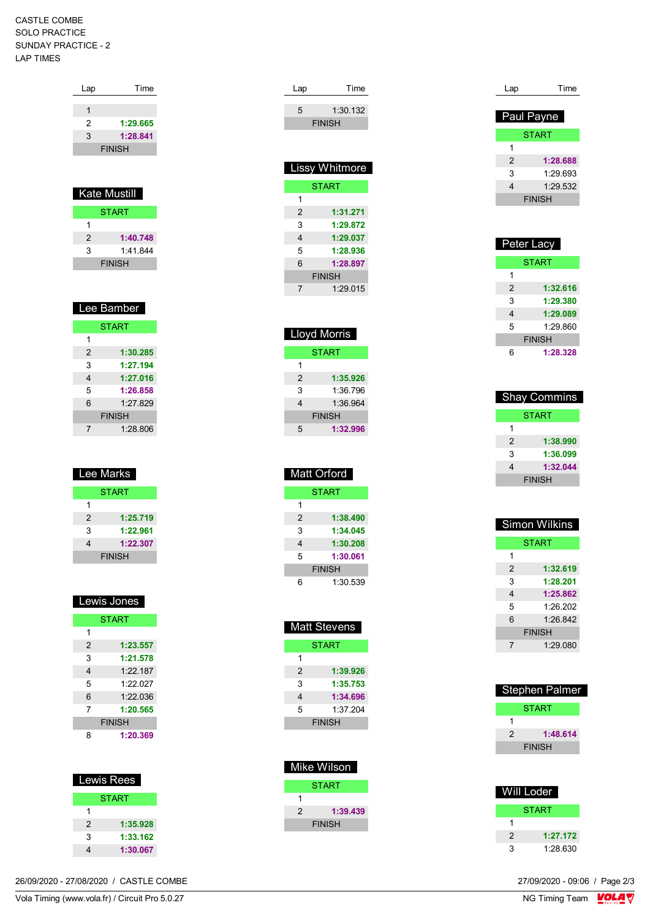CASTLE COMBE
SOLO PRACTICE
SUNDAY PRACTICE - 2
LAP TIMES

| Lap | Time |
| --- | --- |
| 1 | |
| 2 | **1:29.665** |
| 3 | **1:28.841** |
| FINISH | |

### Kate Mustill

| Lap | Time |
| --- | --- |
| START | |
| 1 | |
| 2 | **1:40.748** |
| 3 | 1:41.844 |
| FINISH | |

### Lee Bamber

| Lap | Time |
| --- | --- |
| START | |
| 1 | |
| 2 | **1:30.285** |
| 3 | **1:27.194** |
| 4 | **1:27.016** |
| 5 | **1:26.858** |
| 6 | 1:27.829 |
| FINISH | |
| 7 | 1:28.806 |

### Lee Marks

| Lap | Time |
| --- | --- |
| START | |
| 1 | |
| 2 | **1:25.719** |
| 3 | **1:22.961** |
| 4 | **1:22.307** |
| FINISH | |

### Lewis Jones

| Lap | Time |
| --- | --- |
| START | |
| 1 | |
| 2 | **1:23.557** |
| 3 | **1:21.578** |
| 4 | 1:22.187 |
| 5 | 1:22.027 |
| 6 | 1:22.036 |
| 7 | **1:20.565** |
| FINISH | |
| 8 | **1:20.369** |

### Lewis Rees

| Lap | Time |
| --- | --- |
| START | |
| 1 | |
| 2 | **1:35.928** |
| 3 | **1:33.162** |
| 4 | **1:30.067** |

| Lap | Time |
| --- | --- |
| 5 | 1:30.132 |
| FINISH | |

### Lissy Whitmore

| Lap | Time |
| --- | --- |
| START | |
| 1 | |
| 2 | **1:31.271** |
| 3 | **1:29.872** |
| 4 | **1:29.037** |
| 5 | **1:28.936** |
| 6 | **1:28.897** |
| FINISH | |
| 7 | 1:29.015 |

### Lloyd Morris

| Lap | Time |
| --- | --- |
| START | |
| 1 | |
| 2 | **1:35.926** |
| 3 | 1:36.796 |
| 4 | 1:36.964 |
| FINISH | |
| 5 | **1:32.996** |

### Matt Orford

| Lap | Time |
| --- | --- |
| START | |
| 1 | |
| 2 | **1:38.490** |
| 3 | **1:34.045** |
| 4 | **1:30.208** |
| 5 | **1:30.061** |
| FINISH | |
| 6 | 1:30.539 |

### Matt Stevens

| Lap | Time |
| --- | --- |
| START | |
| 1 | |
| 2 | **1:39.926** |
| 3 | **1:35.753** |
| 4 | **1:34.696** |
| 5 | 1:37.204 |
| FINISH | |

### Mike Wilson

| Lap | Time |
| --- | --- |
| START | |
| 1 | |
| 2 | **1:39.439** |
| FINISH | |

### Paul Payne

| Lap | Time |
| --- | --- |
| START | |
| 1 | |
| 2 | **1:28.688** |
| 3 | 1:29.693 |
| 4 | 1:29.532 |
| FINISH | |

### Peter Lacy

| Lap | Time |
| --- | --- |
| START | |
| 1 | |
| 2 | **1:32.616** |
| 3 | **1:29.380** |
| 4 | **1:29.089** |
| 5 | 1:29.860 |
| FINISH | |
| 6 | **1:28.328** |

### Shay Commins

| Lap | Time |
| --- | --- |
| START | |
| 1 | |
| 2 | **1:38.990** |
| 3 | **1:36.099** |
| 4 | **1:32.044** |
| FINISH | |

### Simon Wilkins

| Lap | Time |
| --- | --- |
| START | |
| 1 | |
| 2 | **1:32.619** |
| 3 | **1:28.201** |
| 4 | **1:25.862** |
| 5 | 1:26.202 |
| 6 | 1:26.842 |
| FINISH | |
| 7 | 1:29.080 |

### Stephen Palmer

| Lap | Time |
| --- | --- |
| START | |
| 1 | |
| 2 | **1:48.614** |
| FINISH | |

### Will Loder

| Lap | Time |
| --- | --- |
| START | |
| 1 | |
| 2 | **1:27.172** |
| 3 | 1:28.630 |

26/09/2020 - 27/08/2020 / CASTLE COMBE
Vola Timing (www.vola.fr) / Circuit Pro 5.0.27
27/09/2020 - 09:06
NG Timing Team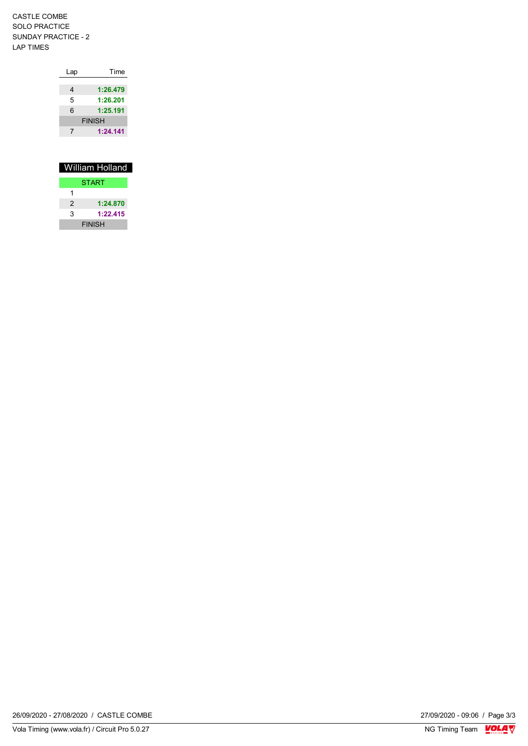CASTLE COMBE
SOLO PRACTICE
SUNDAY PRACTICE - 2
LAP TIMES

| Lap | Time |
|---|---|
| 4 | **1:26.479** |
| 5 | **1:26.201** |
| 6 | **1:25.191** |
| FINISH | |
| 7 | **1:24.141** |

## William Holland

| | |
|---|---|
| START | |
| 1 | |
| 2 | **1:24.870** |
| 3 | **1:22.415** |
| FINISH | |

26/09/2020 - 27/08/2020 / CASTLE COMBE

Vola Timing (www.vola.fr) / Circuit Pro 5.0.27

27/09/2020 - 09:06

NG Timing Team